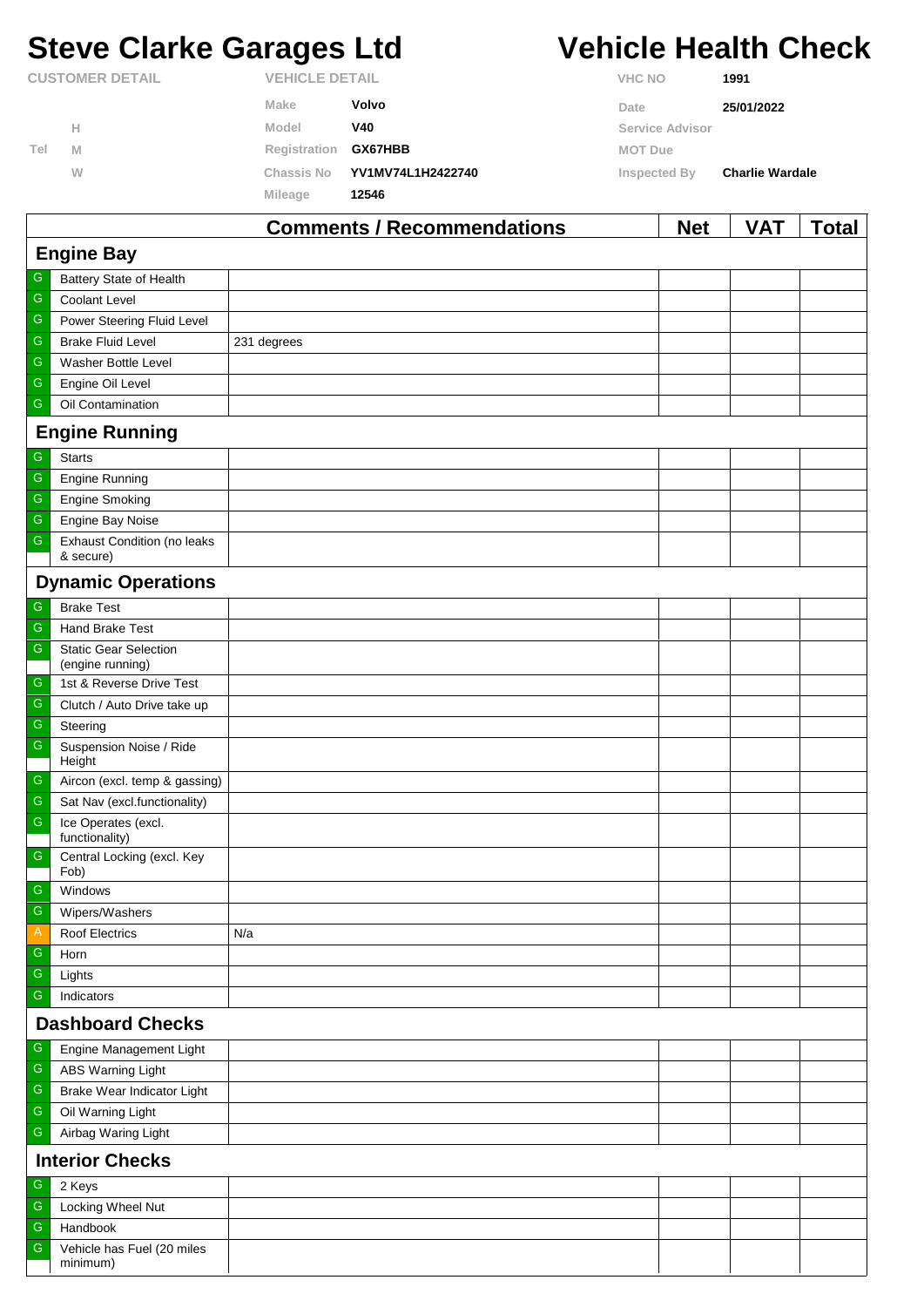# Steve Clarke Garages Ltd

# Vehicle Health Check

| CUSTOMER DETAIL | | VEHICLE DETAIL | | VHC NO | 1991 |
|---|---|---|---|---|---|
| | | Make | Volvo | Date | 25/01/2022 |
| | H | Model | V40 | Service Advisor | |
| Tel | M | Registration | GX67HBB | MOT Due | |
| | W | Chassis No | YV1MV74L1H2422740 | Inspected By | Charlie Wardale |
| | | Mileage | 12546 | | |

| | | Comments / Recommendations | Net | VAT | Total |
|---|---|---|---|---|---|
| **Engine Bay** | | | | | |
| G | Battery State of Health | | | | |
| G | Coolant Level | | | | |
| G | Power Steering Fluid Level | | | | |
| G | Brake Fluid Level | 231 degrees | | | |
| G | Washer Bottle Level | | | | |
| G | Engine Oil Level | | | | |
| G | Oil Contamination | | | | |
| **Engine Running** | | | | | |
| G | Starts | | | | |
| G | Engine Running | | | | |
| G | Engine Smoking | | | | |
| G | Engine Bay Noise | | | | |
| G | Exhaust Condition (no leaks & secure) | | | | |
| **Dynamic Operations** | | | | | |
| G | Brake Test | | | | |
| G | Hand Brake Test | | | | |
| G | Static Gear Selection (engine running) | | | | |
| G | 1st & Reverse Drive Test | | | | |
| G | Clutch / Auto Drive take up | | | | |
| G | Steering | | | | |
| G | Suspension Noise / Ride Height | | | | |
| G | Aircon (excl. temp & gassing) | | | | |
| G | Sat Nav (excl.functionality) | | | | |
| G | Ice Operates (excl. functionality) | | | | |
| G | Central Locking (excl. Key Fob) | | | | |
| G | Windows | | | | |
| G | Wipers/Washers | | | | |
| A | Roof Electrics | N/a | | | |
| G | Horn | | | | |
| G | Lights | | | | |
| G | Indicators | | | | |
| **Dashboard Checks** | | | | | |
| G | Engine Management Light | | | | |
| G | ABS Warning Light | | | | |
| G | Brake Wear Indicator Light | | | | |
| G | Oil Warning Light | | | | |
| G | Airbag Waring Light | | | | |
| **Interior Checks** | | | | | |
| G | 2 Keys | | | | |
| G | Locking Wheel Nut | | | | |
| G | Handbook | | | | |
| G | Vehicle has Fuel (20 miles minimum) | | | | |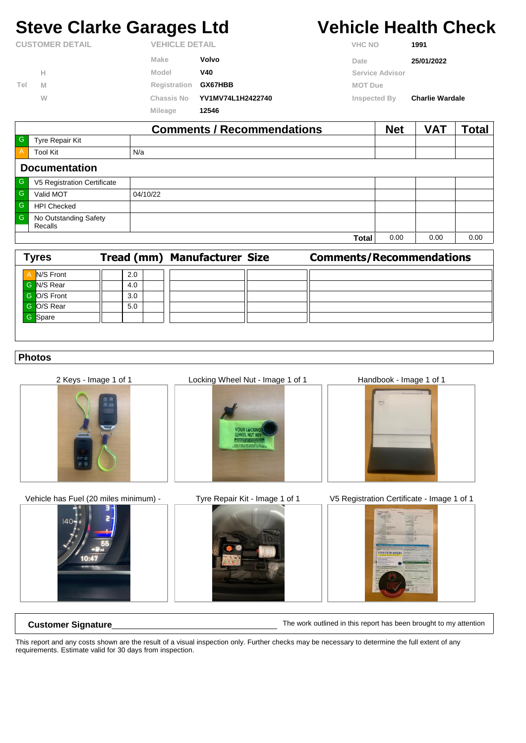# Steve Clarke Garages Ltd

# Vehicle Health Check

| CUSTOMER DETAIL | | VEHICLE DETAIL | | | |
|---|---|---|---|---|---|
| | | Make | Volvo | VHC NO | 1991 |
| | H | Model | V40 | Date | 25/01/2022 |
| Tel | M | Registration | GX67HBB | Service Advisor | |
| | W | Chassis No | YV1MV74L1H2422740 | MOT Due | |
| | | Mileage | 12546 | Inspected By | Charlie Wardale |

| | | Comments / Recommendations | Net | VAT | Total |
|---|---|---|---|---|---|
| G | Tyre Repair Kit | | | | |
| A | Tool Kit | N/a | | | |
| **Documentation** | | | | | |
| G | V5 Registration Certificate | | | | |
| G | Valid MOT | 04/10/22 | | | |
| G | HPI Checked | | | | |
| G | No Outstanding Safety Recalls | | | | |
| | | **Total** | 0.00 | 0.00 | 0.00 |

| | Tyres | Tread (mm) | Manufacturer | Size | Comments/Recommendations |
|---|---|---|---|---|---|
| A | N/S Front | 2.0 | | | |
| G | N/S Rear | 4.0 | | | |
| G | O/S Front | 3.0 | | | |
| G | O/S Rear | 5.0 | | | |
| G | Spare | | | | |

## Photos

2 Keys - Image 1 of 1

Locking Wheel Nut - Image 1 of 1

Handbook - Image 1 of 1

Vehicle has Fuel (20 miles minimum) -

Tyre Repair Kit - Image 1 of 1

V5 Registration Certificate - Image 1 of 1

**Customer Signature**\_\_\_\_\_\_\_\_\_\_\_\_\_\_\_\_\_\_\_\_\_\_\_\_\_\_\_\_\_\_\_\_\_\_\_\_ The work outlined in this report has been brought to my attention

This report and any costs shown are the result of a visual inspection only. Further checks may be necessary to determine the full extent of any requirements. Estimate valid for 30 days from inspection.